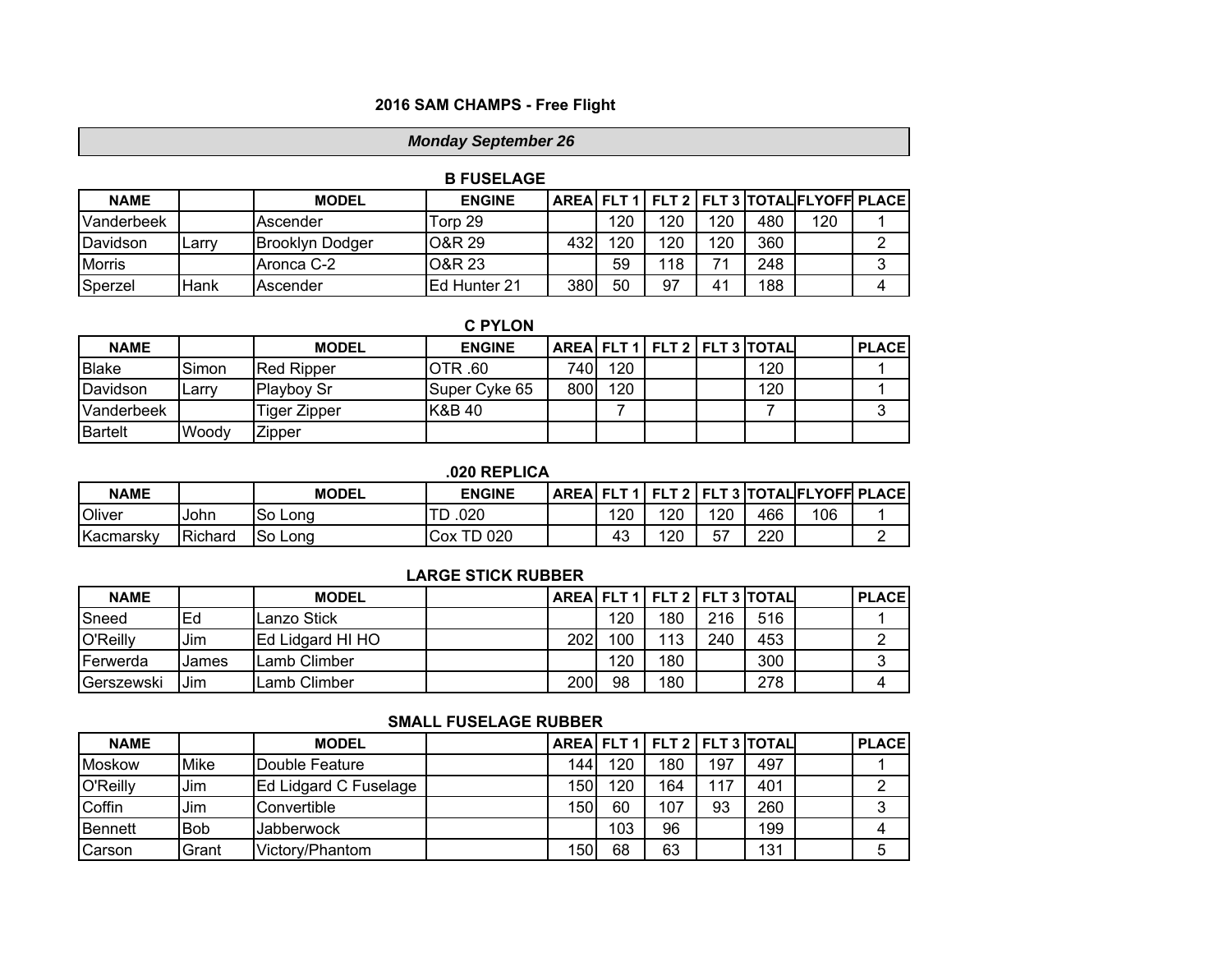# 2016 SAM CHAMPS - Free Flight

***Monday September 26***

## B FUSELAGE

| NAME | | MODEL | ENGINE | AREA | FLT 1 | FLT 2 | FLT 3 | TOTAL | FLYOFF | PLACE |
|---|---|---|---|---|---|---|---|---|---|---|
| Vanderbeek | | Ascender | Torp 29 | | 120 | 120 | 120 | 480 | 120 | 1 |
| Davidson | Larry | Brooklyn Dodger | O&R 29 | 432 | 120 | 120 | 120 | 360 | | 2 |
| Morris | | Aronca C-2 | O&R 23 | | 59 | 118 | 71 | 248 | | 3 |
| Sperzel | Hank | Ascender | Ed Hunter 21 | 380 | 50 | 97 | 41 | 188 | | 4 |

## C PYLON

| NAME | | MODEL | ENGINE | AREA | FLT 1 | FLT 2 | FLT 3 | TOTAL | | PLACE |
|---|---|---|---|---|---|---|---|---|---|---|
| Blake | Simon | Red Ripper | OTR .60 | 740 | 120 | | | 120 | | 1 |
| Davidson | Larry | Playboy Sr | Super Cyke 65 | 800 | 120 | | | 120 | | 1 |
| Vanderbeek | | Tiger Zipper | K&B 40 | | 7 | | | 7 | | 3 |
| Bartelt | Woody | Zipper | | | | | | | | |

## .020 REPLICA

| NAME | | MODEL | ENGINE | AREA | FLT 1 | FLT 2 | FLT 3 | TOTAL | FLYOFF | PLACE |
|---|---|---|---|---|---|---|---|---|---|---|
| Oliver | John | So Long | TD .020 | | 120 | 120 | 120 | 466 | 106 | 1 |
| Kacmarsky | Richard | So Long | Cox TD 020 | | 43 | 120 | 57 | 220 | | 2 |

## LARGE STICK RUBBER

| NAME | | MODEL | | AREA | FLT 1 | FLT 2 | FLT 3 | TOTAL | | PLACE |
|---|---|---|---|---|---|---|---|---|---|---|
| Sneed | Ed | Lanzo Stick | | | 120 | 180 | 216 | 516 | | 1 |
| O'Reilly | Jim | Ed Lidgard HI HO | | 202 | 100 | 113 | 240 | 453 | | 2 |
| Ferwerda | James | Lamb Climber | | | 120 | 180 | | 300 | | 3 |
| Gerszewski | Jim | Lamb Climber | | 200 | 98 | 180 | | 278 | | 4 |

## SMALL FUSELAGE RUBBER

| NAME | | MODEL | | AREA | FLT 1 | FLT 2 | FLT 3 | TOTAL | | PLACE |
|---|---|---|---|---|---|---|---|---|---|---|
| Moskow | Mike | Double Feature | | 144 | 120 | 180 | 197 | 497 | | 1 |
| O'Reilly | Jim | Ed Lidgard C Fuselage | | 150 | 120 | 164 | 117 | 401 | | 2 |
| Coffin | Jim | Convertible | | 150 | 60 | 107 | 93 | 260 | | 3 |
| Bennett | Bob | Jabberwock | | | 103 | 96 | | 199 | | 4 |
| Carson | Grant | Victory/Phantom | | 150 | 68 | 63 | | 131 | | 5 |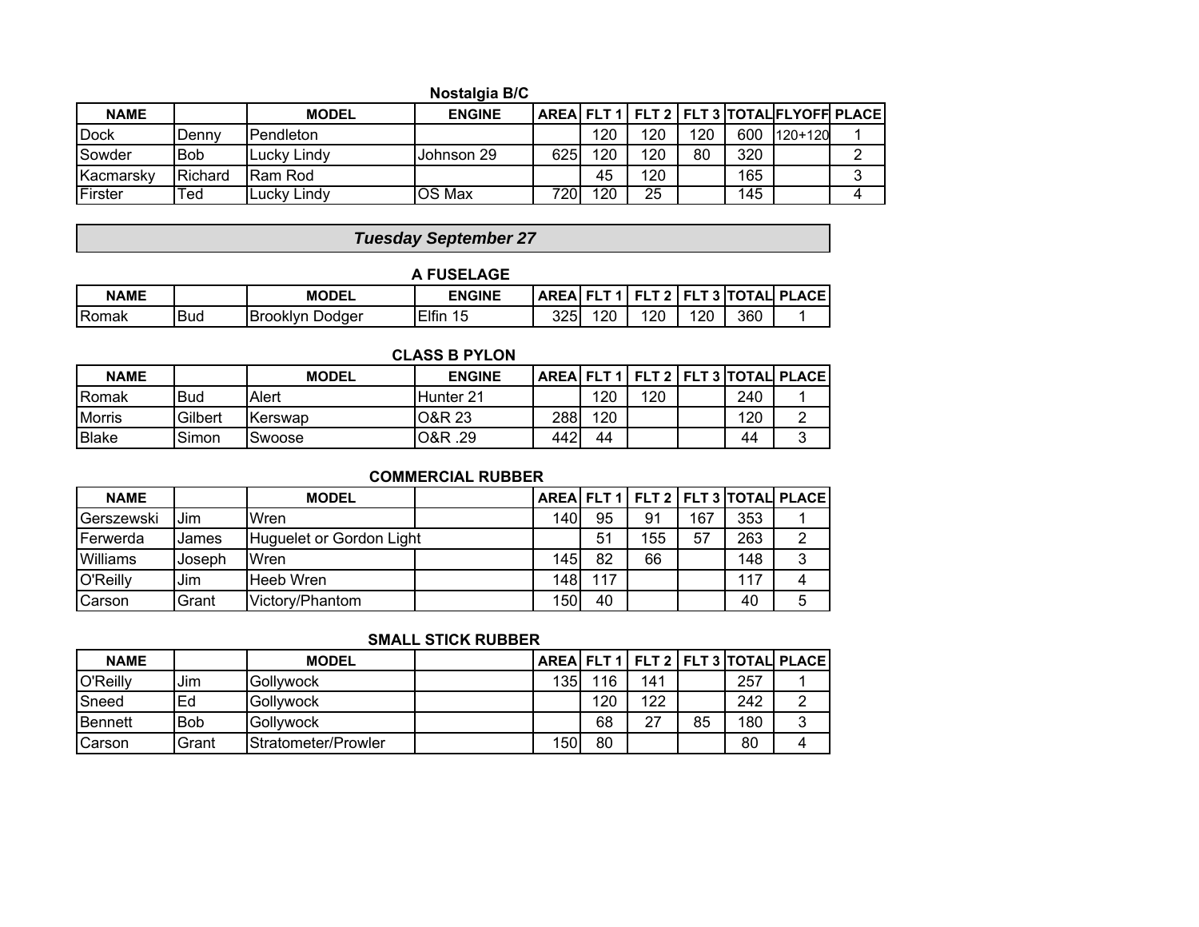### Nostalgia B/C

| NAME | | MODEL | ENGINE | AREA | FLT 1 | FLT 2 | FLT 3 | TOTAL | FLYOFF | PLACE |
|---|---|---|---|---|---|---|---|---|---|---|
| Dock | Denny | Pendleton | | | 120 | 120 | 120 | 600 | 120+120 | 1 |
| Sowder | Bob | Lucky Lindy | Johnson 29 | 625 | 120 | 120 | 80 | 320 | | 2 |
| Kacmarsky | Richard | Ram Rod | | | 45 | 120 | | 165 | | 3 |
| Firster | Ted | Lucky Lindy | OS Max | 720 | 120 | 25 | | 145 | | 4 |

## *Tuesday September 27*

### A FUSELAGE

| NAME | | MODEL | ENGINE | AREA | FLT 1 | FLT 2 | FLT 3 | TOTAL | PLACE |
|---|---|---|---|---|---|---|---|---|---|
| Romak | Bud | Brooklyn Dodger | Elfin 15 | 325 | 120 | 120 | 120 | 360 | 1 |

### CLASS B PYLON

| NAME | | MODEL | ENGINE | AREA | FLT 1 | FLT 2 | FLT 3 | TOTAL | PLACE |
|---|---|---|---|---|---|---|---|---|---|
| Romak | Bud | Alert | Hunter 21 | | 120 | 120 | | 240 | 1 |
| Morris | Gilbert | Kerswap | O&R 23 | 288 | 120 | | | 120 | 2 |
| Blake | Simon | Swoose | O&R .29 | 442 | 44 | | | 44 | 3 |

### COMMERCIAL RUBBER

| NAME | | MODEL | | AREA | FLT 1 | FLT 2 | FLT 3 | TOTAL | PLACE |
|---|---|---|---|---|---|---|---|---|---|
| Gerszewski | Jim | Wren | | 140 | 95 | 91 | 167 | 353 | 1 |
| Ferwerda | James | Huguelet or Gordon Light | | | 51 | 155 | 57 | 263 | 2 |
| Williams | Joseph | Wren | | 145 | 82 | 66 | | 148 | 3 |
| O'Reilly | Jim | Heeb Wren | | 148 | 117 | | | 117 | 4 |
| Carson | Grant | Victory/Phantom | | 150 | 40 | | | 40 | 5 |

### SMALL STICK RUBBER

| NAME | | MODEL | | AREA | FLT 1 | FLT 2 | FLT 3 | TOTAL | PLACE |
|---|---|---|---|---|---|---|---|---|---|
| O'Reilly | Jim | Gollywock | | 135 | 116 | 141 | | 257 | 1 |
| Sneed | Ed | Gollywock | | | 120 | 122 | | 242 | 2 |
| Bennett | Bob | Gollywock | | | 68 | 27 | 85 | 180 | 3 |
| Carson | Grant | Stratometer/Prowler | | 150 | 80 | | | 80 | 4 |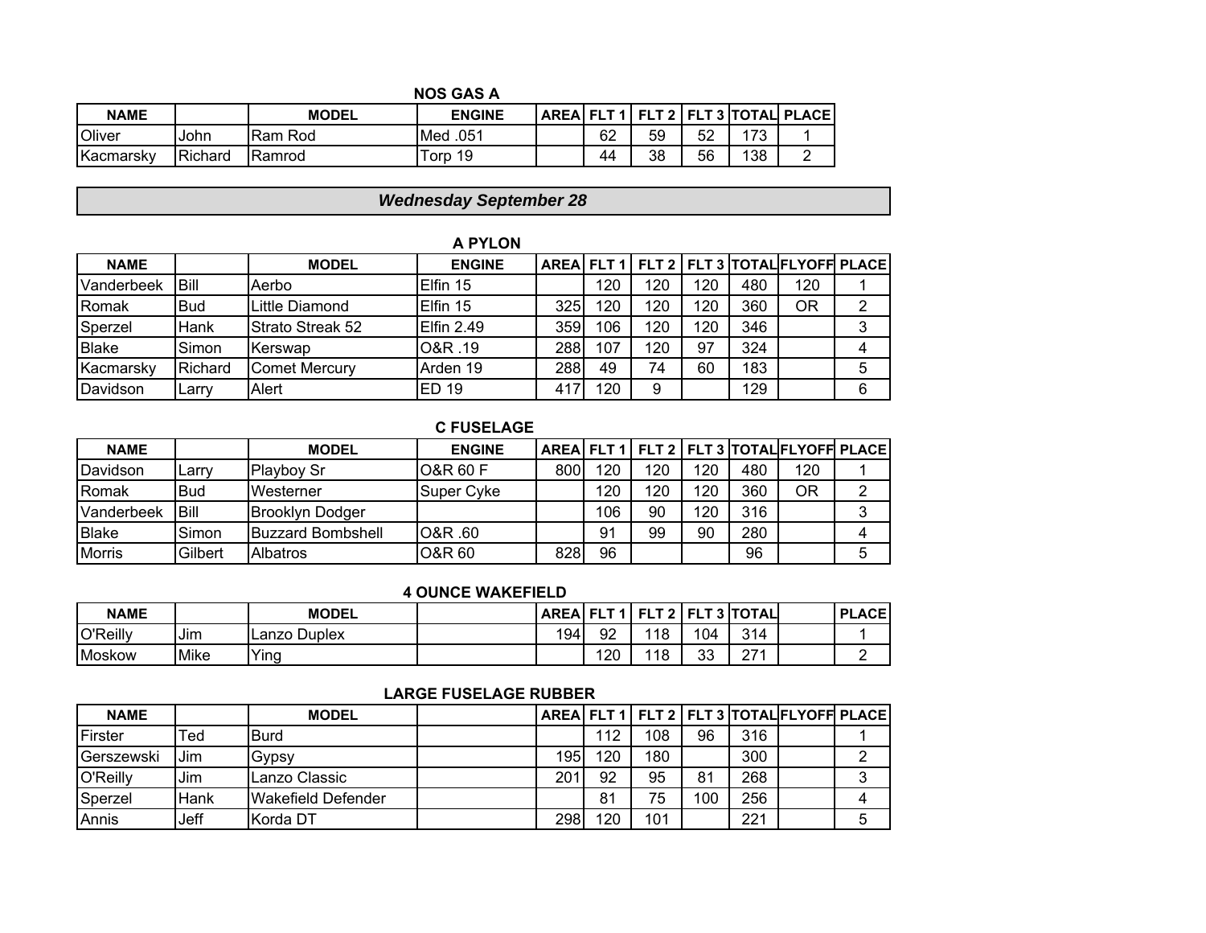### NOS GAS A

| NAME | | MODEL | ENGINE | AREA | FLT 1 | FLT 2 | FLT 3 | TOTAL | PLACE |
|---|---|---|---|---|---|---|---|---|---|
| Oliver | John | Ram Rod | Med .051 | | 62 | 59 | 52 | 173 | 1 |
| Kacmarsky | Richard | Ramrod | Torp 19 | | 44 | 38 | 56 | 138 | 2 |

## *Wednesday September 28*

### A PYLON

| NAME | | MODEL | ENGINE | AREA | FLT 1 | FLT 2 | FLT 3 | TOTAL | FLYOFF | PLACE |
|---|---|---|---|---|---|---|---|---|---|---|
| Vanderbeek | Bill | Aerbo | Elfin 15 | | 120 | 120 | 120 | 480 | 120 | 1 |
| Romak | Bud | Little Diamond | Elfin 15 | 325 | 120 | 120 | 120 | 360 | OR | 2 |
| Sperzel | Hank | Strato Streak 52 | Elfin 2.49 | 359 | 106 | 120 | 120 | 346 | | 3 |
| Blake | Simon | Kerswap | O&R .19 | 288 | 107 | 120 | 97 | 324 | | 4 |
| Kacmarsky | Richard | Comet Mercury | Arden 19 | 288 | 49 | 74 | 60 | 183 | | 5 |
| Davidson | Larry | Alert | ED 19 | 417 | 120 | 9 | | 129 | | 6 |

### C FUSELAGE

| NAME | | MODEL | ENGINE | AREA | FLT 1 | FLT 2 | FLT 3 | TOTAL | FLYOFF | PLACE |
|---|---|---|---|---|---|---|---|---|---|---|
| Davidson | Larry | Playboy Sr | O&R 60 F | 800 | 120 | 120 | 120 | 480 | 120 | 1 |
| Romak | Bud | Westerner | Super Cyke | | 120 | 120 | 120 | 360 | OR | 2 |
| Vanderbeek | Bill | Brooklyn Dodger | | | 106 | 90 | 120 | 316 | | 3 |
| Blake | Simon | Buzzard Bombshell | O&R .60 | | 91 | 99 | 90 | 280 | | 4 |
| Morris | Gilbert | Albatros | O&R 60 | 828 | 96 | | | 96 | | 5 |

### 4 OUNCE WAKEFIELD

| NAME | | MODEL | | AREA | FLT 1 | FLT 2 | FLT 3 | TOTAL | | PLACE |
|---|---|---|---|---|---|---|---|---|---|---|
| O'Reilly | Jim | Lanzo Duplex | | 194 | 92 | 118 | 104 | 314 | | 1 |
| Moskow | Mike | Ying | | | 120 | 118 | 33 | 271 | | 2 |

### LARGE FUSELAGE RUBBER

| NAME | | MODEL | | AREA | FLT 1 | FLT 2 | FLT 3 | TOTAL | FLYOFF | PLACE |
|---|---|---|---|---|---|---|---|---|---|---|
| Firster | Ted | Burd | | | 112 | 108 | 96 | 316 | | 1 |
| Gerszewski | Jim | Gypsy | | 195 | 120 | 180 | | 300 | | 2 |
| O'Reilly | Jim | Lanzo Classic | | 201 | 92 | 95 | 81 | 268 | | 3 |
| Sperzel | Hank | Wakefield Defender | | | 81 | 75 | 100 | 256 | | 4 |
| Annis | Jeff | Korda DT | | 298 | 120 | 101 | | 221 | | 5 |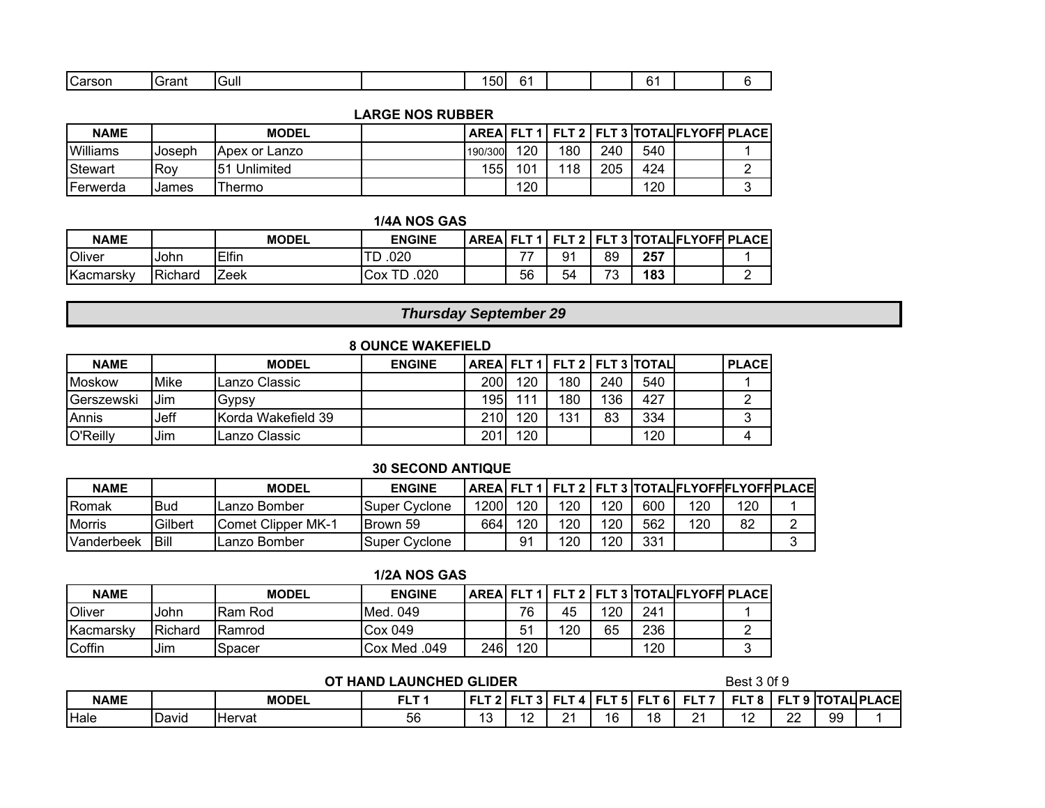| Carson | Grant | Gull | | 150 | 61 | | | 61 | | 6 |
|---|---|---|---|---|---|---|---|---|---|---|

### LARGE NOS RUBBER

| NAME | | MODEL | | AREA | FLT 1 | FLT 2 | FLT 3 | TOTAL | FLYOFF | PLACE |
|---|---|---|---|---|---|---|---|---|---|---|
| Williams | Joseph | Apex or Lanzo | | 190/300 | 120 | 180 | 240 | 540 | | 1 |
| Stewart | Roy | 51 Unlimited | | 155 | 101 | 118 | 205 | 424 | | 2 |
| Ferwerda | James | Thermo | | | 120 | | | 120 | | 3 |

### 1/4A NOS GAS

| NAME | | MODEL | ENGINE | AREA | FLT 1 | FLT 2 | FLT 3 | TOTAL | FLYOFF | PLACE |
|---|---|---|---|---|---|---|---|---|---|---|
| Oliver | John | Elfin | TD .020 | | 77 | 91 | 89 | **257** | | 1 |
| Kacmarsky | Richard | Zeek | Cox TD .020 | | 56 | 54 | 73 | **183** | | 2 |

## *Thursday September 29*

### 8 OUNCE WAKEFIELD

| NAME | | MODEL | ENGINE | AREA | FLT 1 | FLT 2 | FLT 3 | TOTAL | | PLACE |
|---|---|---|---|---|---|---|---|---|---|---|
| Moskow | Mike | Lanzo Classic | | 200 | 120 | 180 | 240 | 540 | | 1 |
| Gerszewski | Jim | Gypsy | | 195 | 111 | 180 | 136 | 427 | | 2 |
| Annis | Jeff | Korda Wakefield 39 | | 210 | 120 | 131 | 83 | 334 | | 3 |
| O'Reilly | Jim | Lanzo Classic | | 201 | 120 | | | 120 | | 4 |

### 30 SECOND ANTIQUE

| NAME | | MODEL | ENGINE | AREA | FLT 1 | FLT 2 | FLT 3 | TOTAL | FLYOFF | FLYOFF | PLACE |
|---|---|---|---|---|---|---|---|---|---|---|---|
| Romak | Bud | Lanzo Bomber | Super Cyclone | 1200 | 120 | 120 | 120 | 600 | 120 | 120 | 1 |
| Morris | Gilbert | Comet Clipper MK-1 | Brown 59 | 664 | 120 | 120 | 120 | 562 | 120 | 82 | 2 |
| Vanderbeek | Bill | Lanzo Bomber | Super Cyclone | | 91 | 120 | 120 | 331 | | | 3 |

### 1/2A NOS GAS

| NAME | | MODEL | ENGINE | AREA | FLT 1 | FLT 2 | FLT 3 | TOTAL | FLYOFF | PLACE |
|---|---|---|---|---|---|---|---|---|---|---|
| Oliver | John | Ram Rod | Med. 049 | | 76 | 45 | 120 | 241 | | 1 |
| Kacmarsky | Richard | Ramrod | Cox 049 | | 51 | 120 | 65 | 236 | | 2 |
| Coffin | Jim | Spacer | Cox Med .049 | 246 | 120 | | | 120 | | 3 |

### OT HAND LAUNCHED GLIDER

Best 3 0f 9

| NAME | | MODEL | FLT 1 | FLT 2 | FLT 3 | FLT 4 | FLT 5 | FLT 6 | FLT 7 | FLT 8 | FLT 9 | TOTAL | PLACE |
|---|---|---|---|---|---|---|---|---|---|---|---|---|---|
| Hale | David | Hervat | 56 | 13 | 12 | 21 | 16 | 18 | 21 | 12 | 22 | 99 | 1 |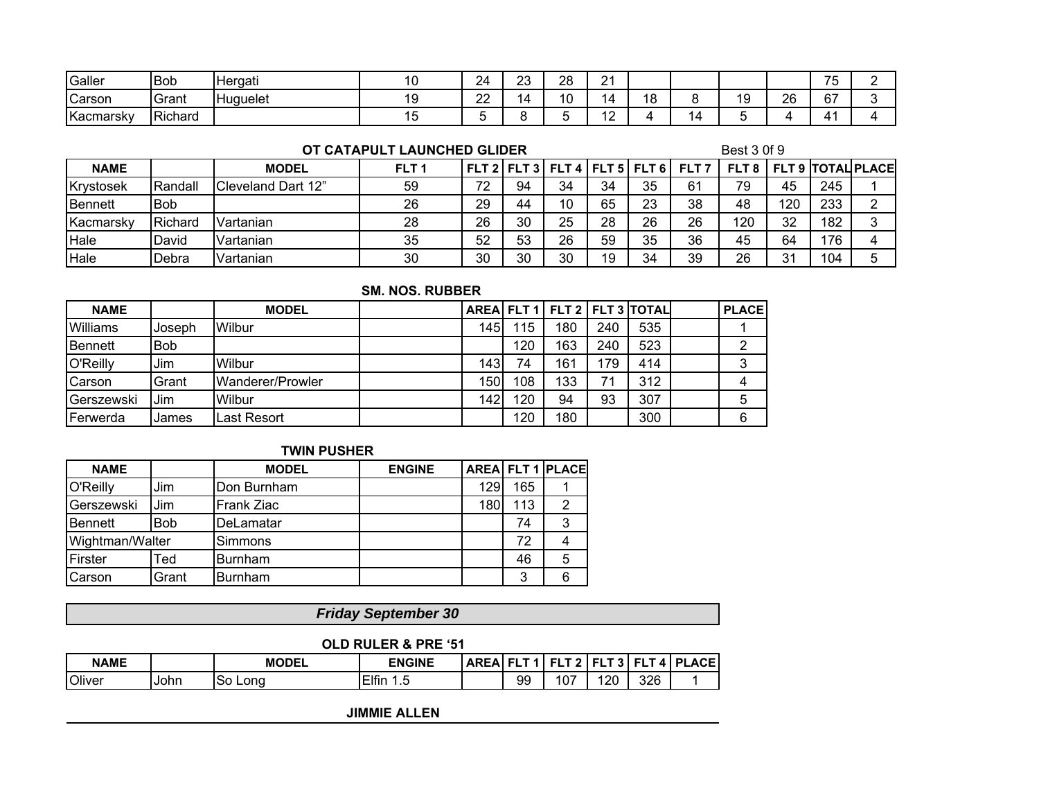| Galler | Bob | Hergati | 10 | 24 | 23 | 28 | 21 | | | | | 75 | 2 |
|---|---|---|---|---|---|---|---|---|---|---|---|---|---|
| Carson | Grant | Huguelet | 19 | 22 | 14 | 10 | 14 | 18 | 8 | 19 | 26 | 67 | 3 |
| Kacmarsky | Richard | | 15 | 5 | 8 | 5 | 12 | 4 | 14 | 5 | 4 | 41 | 4 |

### OT CATAPULT LAUNCHED GLIDER

Best 3 0f 9

| NAME | | MODEL | FLT 1 | FLT 2 | FLT 3 | FLT 4 | FLT 5 | FLT 6 | FLT 7 | FLT 8 | FLT 9 | TOTAL | PLACE |
|---|---|---|---|---|---|---|---|---|---|---|---|---|---|
| Krystosek | Randall | Cleveland Dart 12” | 59 | 72 | 94 | 34 | 34 | 35 | 61 | 79 | 45 | 245 | 1 |
| Bennett | Bob | | 26 | 29 | 44 | 10 | 65 | 23 | 38 | 48 | 120 | 233 | 2 |
| Kacmarsky | Richard | Vartanian | 28 | 26 | 30 | 25 | 28 | 26 | 26 | 120 | 32 | 182 | 3 |
| Hale | David | Vartanian | 35 | 52 | 53 | 26 | 59 | 35 | 36 | 45 | 64 | 176 | 4 |
| Hale | Debra | Vartanian | 30 | 30 | 30 | 30 | 19 | 34 | 39 | 26 | 31 | 104 | 5 |

### SM. NOS. RUBBER

| NAME | | MODEL | | AREA | FLT 1 | FLT 2 | FLT 3 | TOTAL | | PLACE |
|---|---|---|---|---|---|---|---|---|---|---|
| Williams | Joseph | Wilbur | | 145 | 115 | 180 | 240 | 535 | | 1 |
| Bennett | Bob | | | | 120 | 163 | 240 | 523 | | 2 |
| O'Reilly | Jim | Wilbur | | 143 | 74 | 161 | 179 | 414 | | 3 |
| Carson | Grant | Wanderer/Prowler | | 150 | 108 | 133 | 71 | 312 | | 4 |
| Gerszewski | Jim | Wilbur | | 142 | 120 | 94 | 93 | 307 | | 5 |
| Ferwerda | James | Last Resort | | | 120 | 180 | | 300 | | 6 |

### TWIN PUSHER

| NAME | | MODEL | ENGINE | AREA | FLT 1 | PLACE |
|---|---|---|---|---|---|---|
| O'Reilly | Jim | Don Burnham | | 129 | 165 | 1 |
| Gerszewski | Jim | Frank Ziac | | 180 | 113 | 2 |
| Bennett | Bob | DeLamatar | | | 74 | 3 |
| Wightman/Walter | | Simmons | | | 72 | 4 |
| Firster | Ted | Burnham | | | 46 | 5 |
| Carson | Grant | Burnham | | | 3 | 6 |

## *Friday September 30*

### OLD RULER & PRE ‘51

| NAME | | MODEL | ENGINE | AREA | FLT 1 | FLT 2 | FLT 3 | FLT 4 | PLACE |
|---|---|---|---|---|---|---|---|---|---|
| Oliver | John | So Long | Elfin 1.5 | | 99 | 107 | 120 | 326 | 1 |

### JIMMIE ALLEN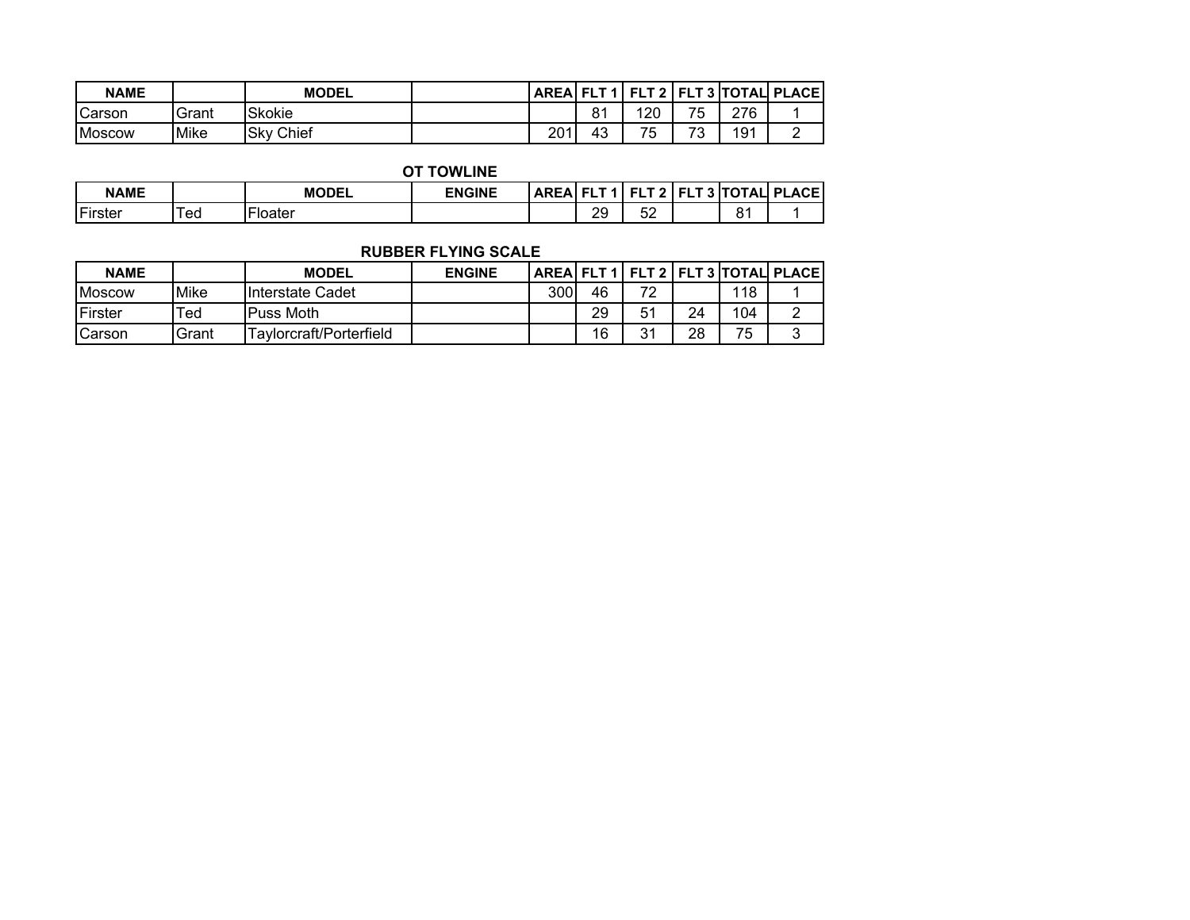| NAME | | MODEL | | AREA | FLT 1 | FLT 2 | FLT 3 | TOTAL | PLACE |
|---|---|---|---|---|---|---|---|---|---|
| Carson | Grant | Skokie | | | 81 | 120 | 75 | 276 | 1 |
| Moscow | Mike | Sky Chief | | 201 | 43 | 75 | 73 | 191 | 2 |

### OT TOWLINE

| NAME | | MODEL | ENGINE | AREA | FLT 1 | FLT 2 | FLT 3 | TOTAL | PLACE |
|---|---|---|---|---|---|---|---|---|---|
| Firster | Ted | Floater | | | 29 | 52 | | 81 | 1 |

### RUBBER FLYING SCALE

| NAME | | MODEL | ENGINE | AREA | FLT 1 | FLT 2 | FLT 3 | TOTAL | PLACE |
|---|---|---|---|---|---|---|---|---|---|
| Moscow | Mike | Interstate Cadet | | 300 | 46 | 72 | | 118 | 1 |
| Firster | Ted | Puss Moth | | | 29 | 51 | 24 | 104 | 2 |
| Carson | Grant | Taylorcraft/Porterfield | | | 16 | 31 | 28 | 75 | 3 |